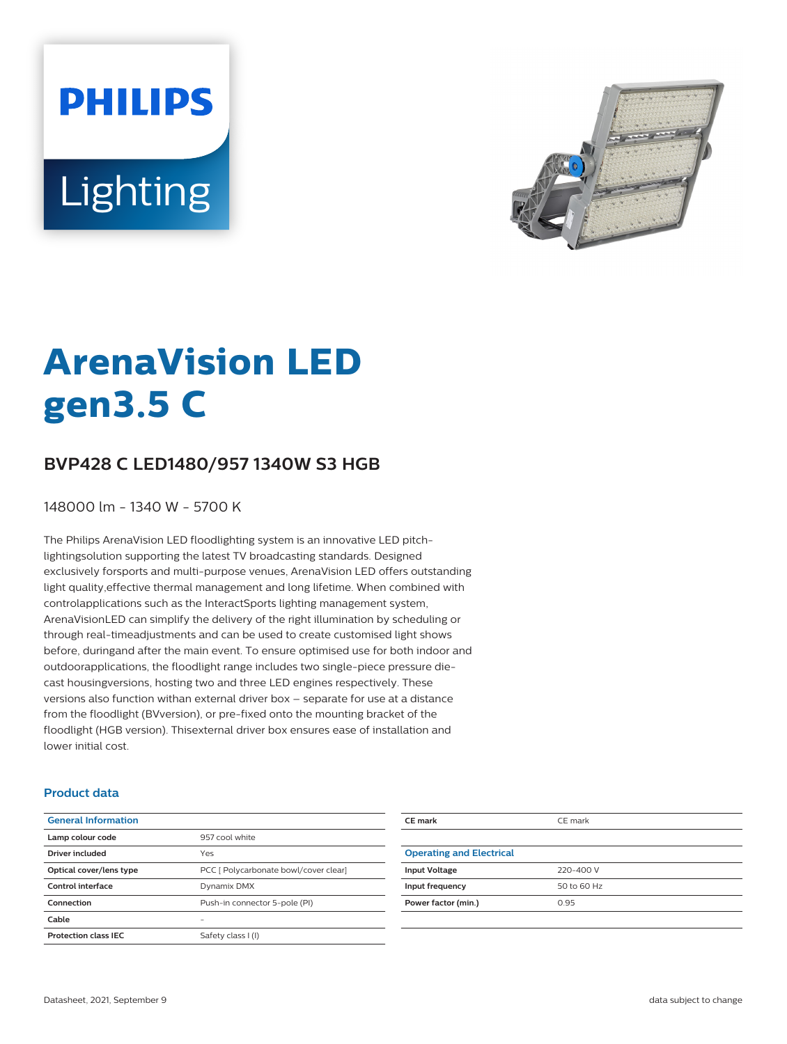PHILIPS

Lighting

# ArenaVision LED gen3.5 C

## BVP428 C LED1480/957 1340W S3 HGB

148000 lm - 1340 W - 5700 K

The Philips ArenaVision LED floodlighting system is an innovative LED pitch-lightingsolution supporting the latest TV broadcasting standards. Designed exclusively forsports and multi-purpose venues, ArenaVision LED offers outstanding light quality,effective thermal management and long lifetime. When combined with controlapplications such as the InteractSports lighting management system, ArenaVisionLED can simplify the delivery of the right illumination by scheduling or through real-timeadjustments and can be used to create customised light shows before, duringand after the main event. To ensure optimised use for both indoor and outdoorapplications, the floodlight range includes two single-piece pressure die-cast housingversions, hosting two and three LED engines respectively. These versions also function withan external driver box – separate for use at a distance from the floodlight (BVversion), or pre-fixed onto the mounting bracket of the floodlight (HGB version). Thisexternal driver box ensures ease of installation and lower initial cost.

### Product data

| General Information | |
|---|---|
| Lamp colour code | 957 cool white |
| Driver included | Yes |
| Optical cover/lens type | PCC [ Polycarbonate bowl/cover clear] |
| Control interface | Dynamix DMX |
| Connection | Push-in connector 5-pole (PI) |
| Cable | - |
| Protection class IEC | Safety class I (I) |
| CE mark | CE mark |

| Operating and Electrical | |
|---|---|
| Input Voltage | 220-400 V |
| Input frequency | 50 to 60 Hz |
| Power factor (min.) | 0.95 |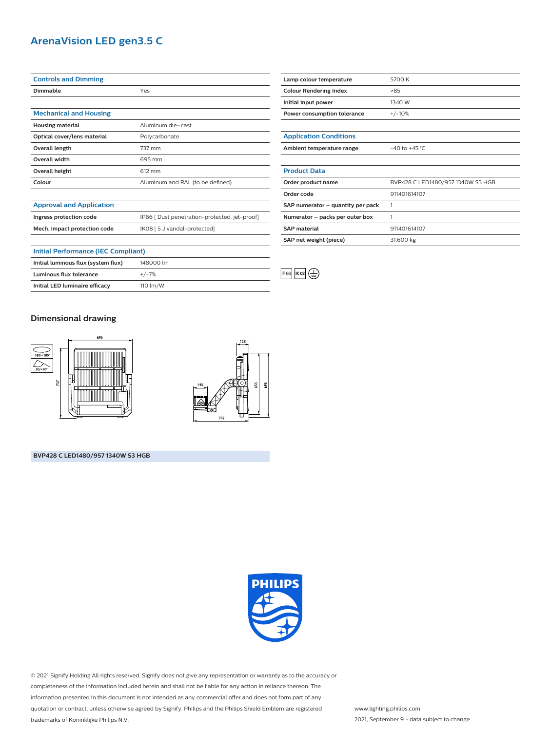# ArenaVision LED gen3.5 C

| Controls and Dimming | |
|---|---|
| Dimmable | Yes |

| Mechanical and Housing | |
|---|---|
| Housing material | Aluminum die–cast |
| Optical cover/lens material | Polycarbonate |
| Overall length | 737 mm |
| Overall width | 695 mm |
| Overall height | 612 mm |
| Colour | Aluminum and RAL (to be defined) |

| Approval and Application | |
|---|---|
| Ingress protection code | IP66 [ Dust penetration-protected, jet-proof] |
| Mech. impact protection code | IK08 [ 5 J vandal-protected] |

| Initial Performance (IEC Compliant) | |
|---|---|
| Initial luminous flux (system flux) | 148000 lm |
| Luminous flux tolerance | +/-7% |
| Initial LED luminaire efficacy | 110 lm/W |

| | |
|---|---|
| Lamp colour temperature | 5700 K |
| Colour Rendering Index | >85 |
| Initial input power | 1340 W |
| Power consumption tolerance | +/-10% |

| Application Conditions | |
|---|---|
| Ambient temperature range | -40 to +45 °C |

| Product Data | |
|---|---|
| Order product name | BVP428 C LED1480/957 1340W S3 HGB |
| Order code | 911401614107 |
| SAP numerator – quantity per pack | 1 |
| Numerator – packs per outer box | 1 |
| SAP material | 911401614107 |
| SAP net weight (piece) | 31.600 kg |

IP66 IK08

## Dimensional drawing

-180/+180°
-90/+90°
695
737
128
145
592
653
695

**BVP428 C LED1480/957 1340W S3 HGB**

© 2021 Signify Holding All rights reserved. Signify does not give any representation or warranty as to the accuracy or completeness of the information included herein and shall not be liable for any action in reliance thereon. The information presented in this document is not intended as any commercial offer and does not form part of any quotation or contract, unless otherwise agreed by Signify. Philips and the Philips Shield Emblem are registered trademarks of Koninklijke Philips N.V.

www.lighting.philips.com
2021, September 9 - data subject to change